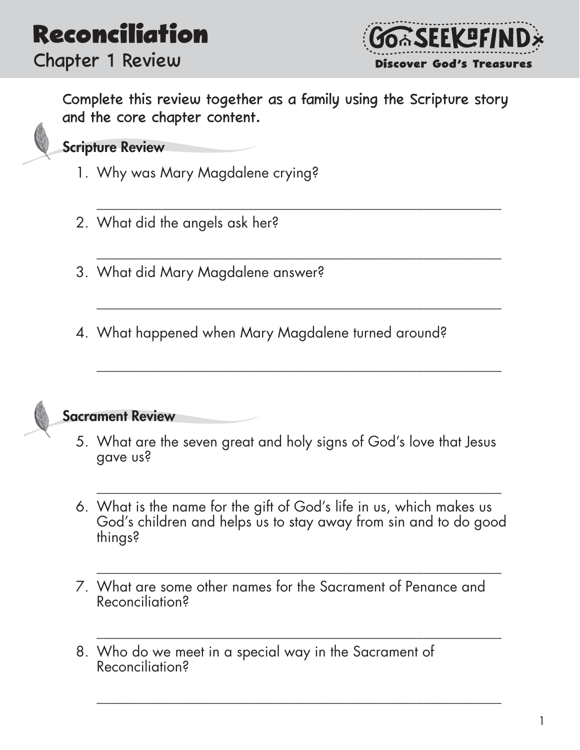# Reconciliation

## Chapter 1 Review

Go Seek Find
Discover God's Treasures

Complete this review together as a family using the Scripture story and the core chapter content.

### Scripture Review

1. Why was Mary Magdalene crying?

_______________________________________________

2. What did the angels ask her?

_______________________________________________

3. What did Mary Magdalene answer?

_______________________________________________

4. What happened when Mary Magdalene turned around?

_______________________________________________

### Sacrament Review

5. What are the seven great and holy signs of God's love that Jesus gave us?

_______________________________________________

6. What is the name for the gift of God's life in us, which makes us God's children and helps us to stay away from sin and to do good things?

_______________________________________________

7. What are some other names for the Sacrament of Penance and Reconciliation?

_______________________________________________

8. Who do we meet in a special way in the Sacrament of Reconciliation?

_______________________________________________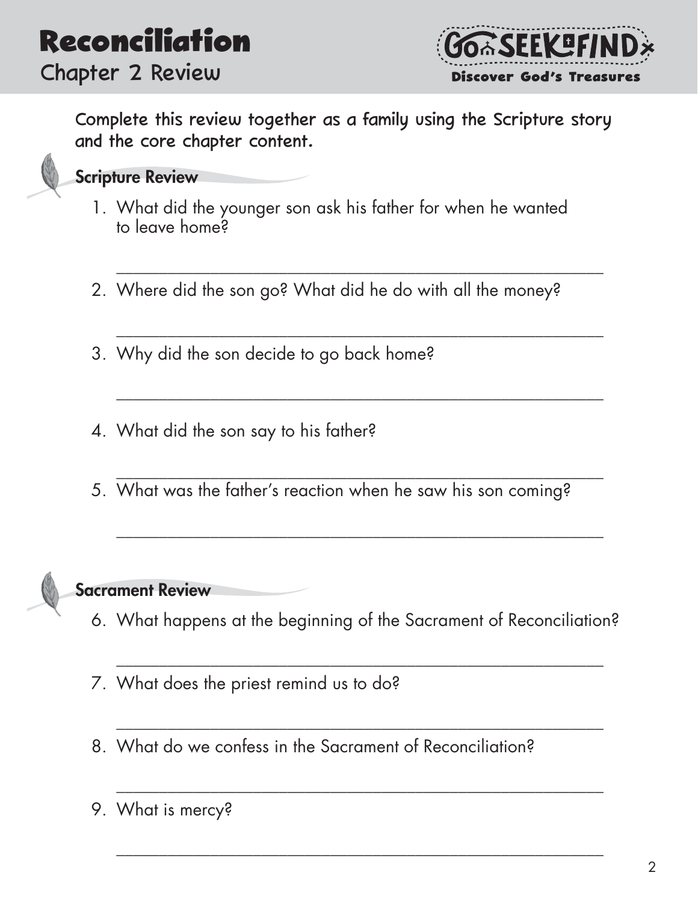# Reconciliation

## Chapter 2 Review

Go SEEK FIND
Discover God's Treasures

Complete this review together as a family using the Scripture story and the core chapter content.

### Scripture Review

1. What did the younger son ask his father for when he wanted to leave home?

   \_\_\_\_\_\_\_\_\_\_\_\_\_\_\_\_\_\_\_\_\_\_\_\_\_\_\_\_\_\_\_\_\_\_\_\_\_\_\_\_\_\_\_\_\_\_\_\_\_\_

2. Where did the son go? What did he do with all the money?

   \_\_\_\_\_\_\_\_\_\_\_\_\_\_\_\_\_\_\_\_\_\_\_\_\_\_\_\_\_\_\_\_\_\_\_\_\_\_\_\_\_\_\_\_\_\_\_\_\_\_

3. Why did the son decide to go back home?

   \_\_\_\_\_\_\_\_\_\_\_\_\_\_\_\_\_\_\_\_\_\_\_\_\_\_\_\_\_\_\_\_\_\_\_\_\_\_\_\_\_\_\_\_\_\_\_\_\_\_

4. What did the son say to his father?

   \_\_\_\_\_\_\_\_\_\_\_\_\_\_\_\_\_\_\_\_\_\_\_\_\_\_\_\_\_\_\_\_\_\_\_\_\_\_\_\_\_\_\_\_\_\_\_\_\_\_

5. What was the father's reaction when he saw his son coming?

   \_\_\_\_\_\_\_\_\_\_\_\_\_\_\_\_\_\_\_\_\_\_\_\_\_\_\_\_\_\_\_\_\_\_\_\_\_\_\_\_\_\_\_\_\_\_\_\_\_\_

### Sacrament Review

6. What happens at the beginning of the Sacrament of Reconciliation?

   \_\_\_\_\_\_\_\_\_\_\_\_\_\_\_\_\_\_\_\_\_\_\_\_\_\_\_\_\_\_\_\_\_\_\_\_\_\_\_\_\_\_\_\_\_\_\_\_\_\_

7. What does the priest remind us to do?

   \_\_\_\_\_\_\_\_\_\_\_\_\_\_\_\_\_\_\_\_\_\_\_\_\_\_\_\_\_\_\_\_\_\_\_\_\_\_\_\_\_\_\_\_\_\_\_\_\_\_

8. What do we confess in the Sacrament of Reconciliation?

   \_\_\_\_\_\_\_\_\_\_\_\_\_\_\_\_\_\_\_\_\_\_\_\_\_\_\_\_\_\_\_\_\_\_\_\_\_\_\_\_\_\_\_\_\_\_\_\_\_\_

9. What is mercy?

   \_\_\_\_\_\_\_\_\_\_\_\_\_\_\_\_\_\_\_\_\_\_\_\_\_\_\_\_\_\_\_\_\_\_\_\_\_\_\_\_\_\_\_\_\_\_\_\_\_\_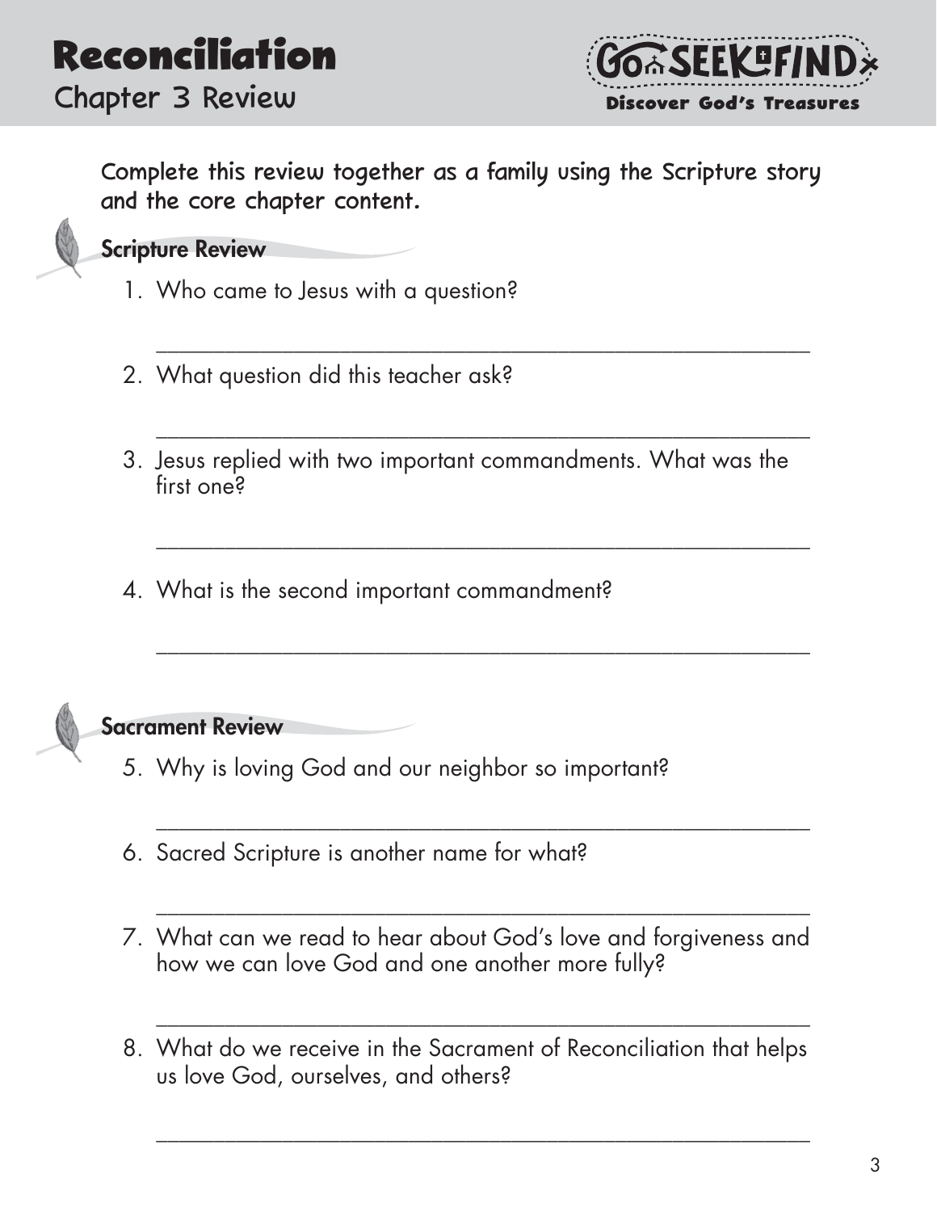# Reconciliation

## Chapter 3 Review

Complete this review together as a family using the Scripture story and the core chapter content.

### Scripture Review

1. Who came to Jesus with a question?

_______________________________________________

2. What question did this teacher ask?

_______________________________________________

3. Jesus replied with two important commandments. What was the first one?

_______________________________________________

4. What is the second important commandment?

_______________________________________________

### Sacrament Review

5. Why is loving God and our neighbor so important?

_______________________________________________

6. Sacred Scripture is another name for what?

_______________________________________________

7. What can we read to hear about God's love and forgiveness and how we can love God and one another more fully?

_______________________________________________

8. What do we receive in the Sacrament of Reconciliation that helps us love God, ourselves, and others?

_______________________________________________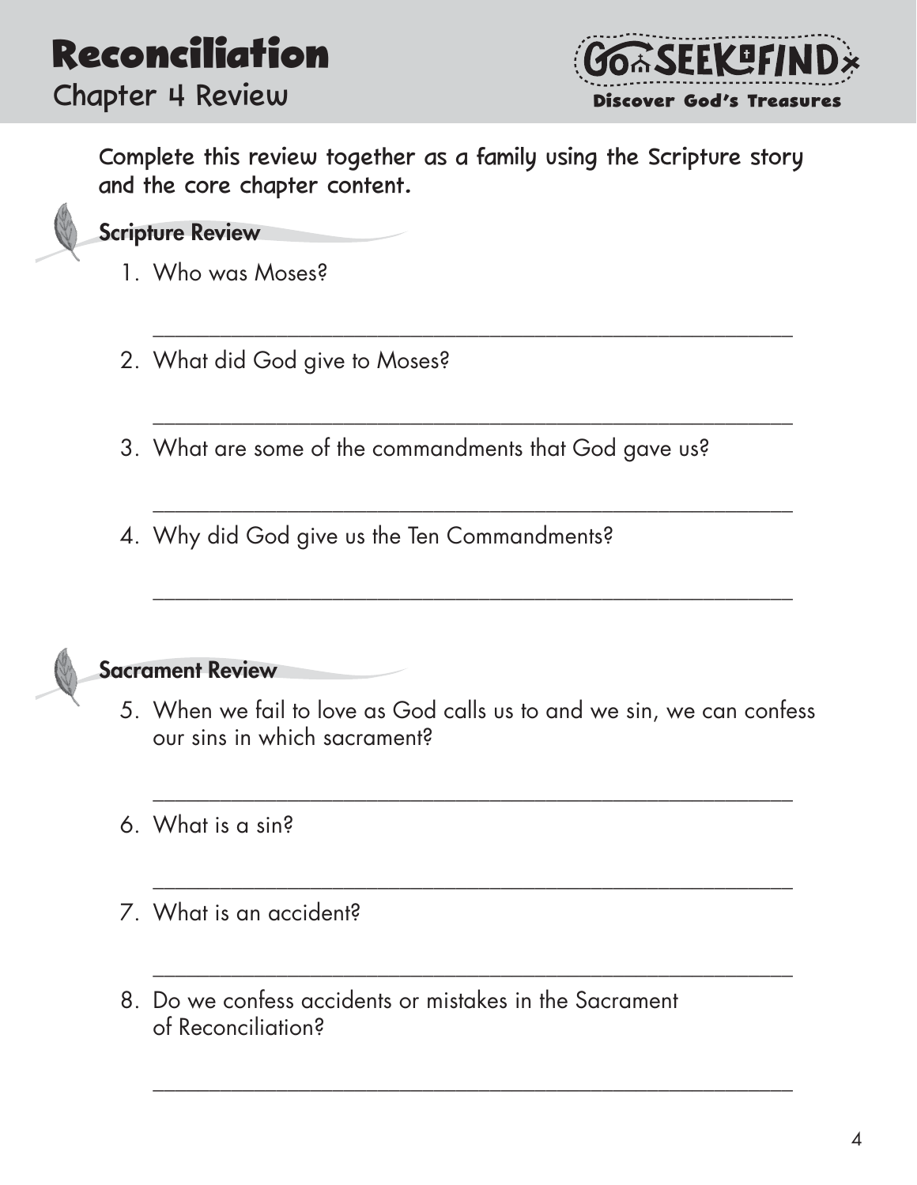# Reconciliation

## Chapter 4 Review

Go SEEK FIND
Discover God's Treasures

Complete this review together as a family using the Scripture story and the core chapter content.

### Scripture Review

1. Who was Moses?

   ______________________________________________________

2. What did God give to Moses?

   ______________________________________________________

3. What are some of the commandments that God gave us?

   ______________________________________________________

4. Why did God give us the Ten Commandments?

   ______________________________________________________

### Sacrament Review

5. When we fail to love as God calls us to and we sin, we can confess our sins in which sacrament?

   ______________________________________________________

6. What is a sin?

   ______________________________________________________

7. What is an accident?

   ______________________________________________________

8. Do we confess accidents or mistakes in the Sacrament of Reconciliation?

   ______________________________________________________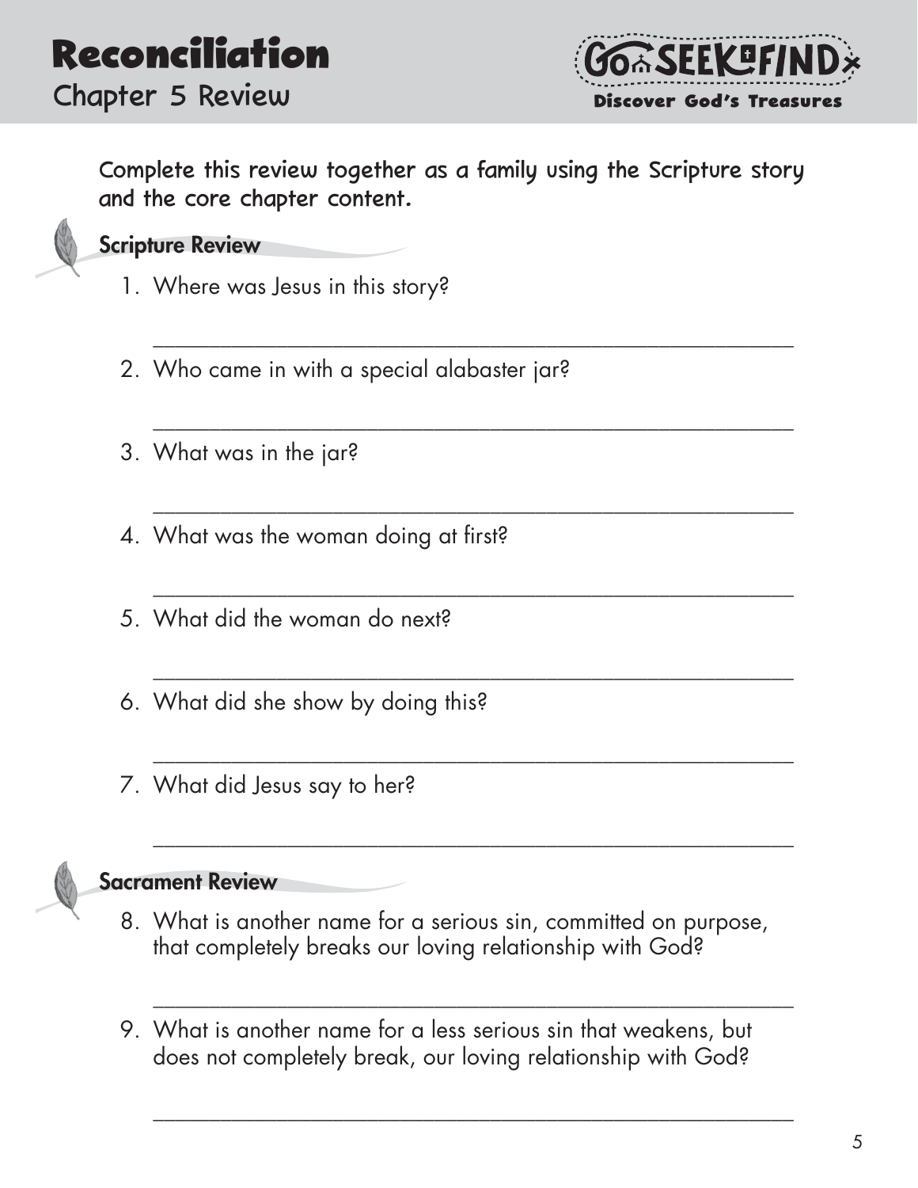# Reconciliation

## Chapter 5 Review

Go SEEK FIND
Discover God's Treasures

Complete this review together as a family using the Scripture story and the core chapter content.

### Scripture Review

1. Where was Jesus in this story?

   ____________________________________________

2. Who came in with a special alabaster jar?

   ____________________________________________

3. What was in the jar?

   ____________________________________________

4. What was the woman doing at first?

   ____________________________________________

5. What did the woman do next?

   ____________________________________________

6. What did she show by doing this?

   ____________________________________________

7. What did Jesus say to her?

   ____________________________________________

### Sacrament Review

8. What is another name for a serious sin, committed on purpose, that completely breaks our loving relationship with God?

   ____________________________________________

9. What is another name for a less serious sin that weakens, but does not completely break, our loving relationship with God?

   ____________________________________________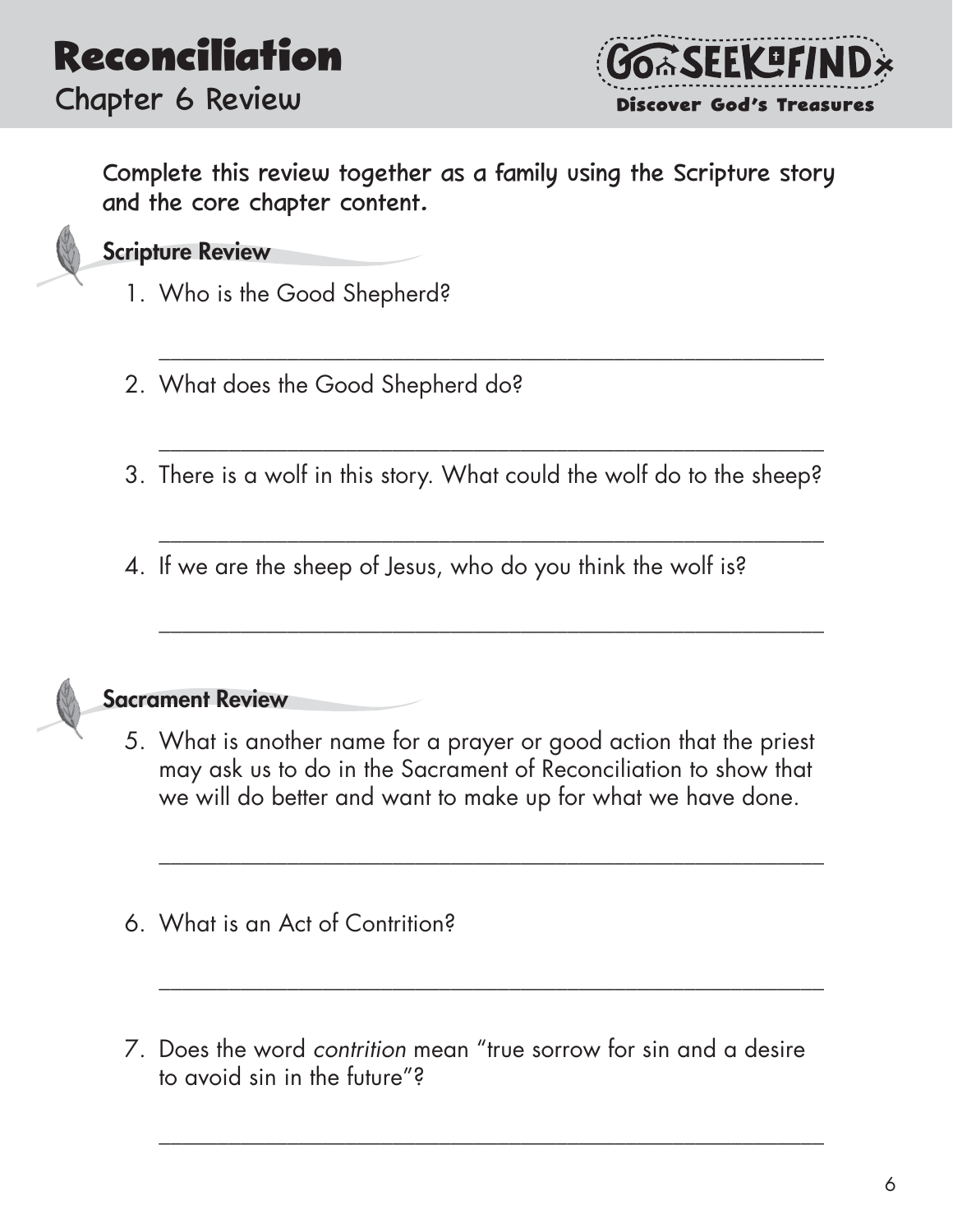# Reconciliation

## Chapter 6 Review

Go SEEK FIND
Discover God's Treasures

Complete this review together as a family using the Scripture story and the core chapter content.

### Scripture Review

1. Who is the Good Shepherd?

_______________________________________________

2. What does the Good Shepherd do?

_______________________________________________

3. There is a wolf in this story. What could the wolf do to the sheep?

_______________________________________________

4. If we are the sheep of Jesus, who do you think the wolf is?

_______________________________________________

### Sacrament Review

5. What is another name for a prayer or good action that the priest may ask us to do in the Sacrament of Reconciliation to show that we will do better and want to make up for what we have done.

_______________________________________________

6. What is an Act of Contrition?

_______________________________________________

7. Does the word *contrition* mean "true sorrow for sin and a desire to avoid sin in the future"?

_______________________________________________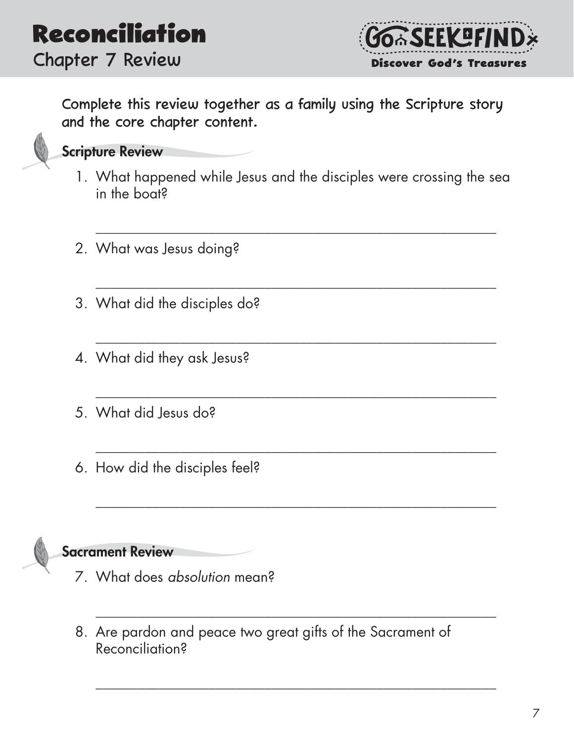# Reconciliation

## Chapter 7 Review

Go SEEK FIND
Discover God's Treasures

Complete this review together as a family using the Scripture story and the core chapter content.

### Scripture Review

1. What happened while Jesus and the disciples were crossing the sea in the boat?

    ______________________________________________________

2. What was Jesus doing?

    ______________________________________________________

3. What did the disciples do?

    ______________________________________________________

4. What did they ask Jesus?

    ______________________________________________________

5. What did Jesus do?

    ______________________________________________________

6. How did the disciples feel?

    ______________________________________________________

### Sacrament Review

7. What does *absolution* mean?

    ______________________________________________________

8. Are pardon and peace two great gifts of the Sacrament of Reconciliation?

    ______________________________________________________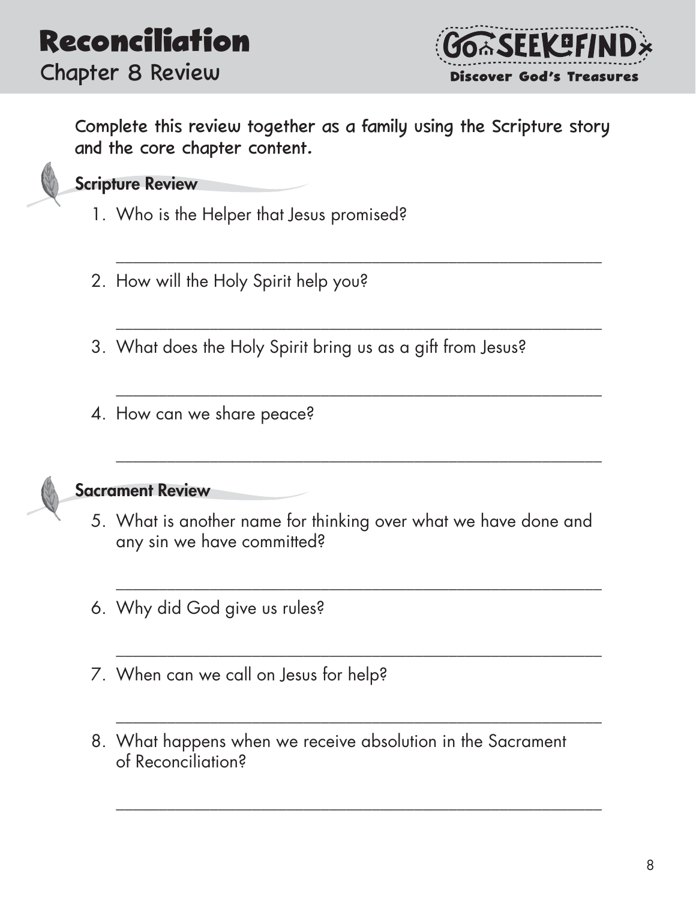# Reconciliation

Chapter 8 Review

Go SEEK FIND
Discover God's Treasures

Complete this review together as a family using the Scripture story and the core chapter content.

## Scripture Review

1. Who is the Helper that Jesus promised?

_______________________________________________

2. How will the Holy Spirit help you?

_______________________________________________

3. What does the Holy Spirit bring us as a gift from Jesus?

_______________________________________________

4. How can we share peace?

_______________________________________________

## Sacrament Review

5. What is another name for thinking over what we have done and any sin we have committed?

_______________________________________________

6. Why did God give us rules?

_______________________________________________

7. When can we call on Jesus for help?

_______________________________________________

8. What happens when we receive absolution in the Sacrament of Reconciliation?

_______________________________________________